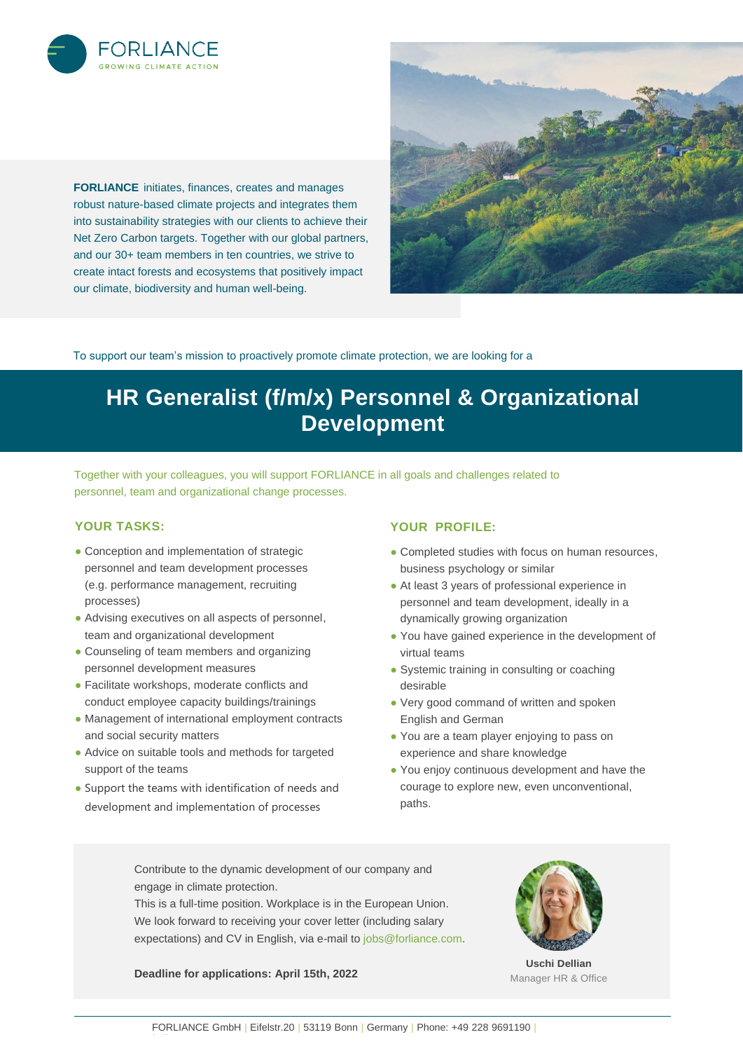FORLIANCE
GROWING CLIMATE ACTION

**FORLIANCE** initiates, finances, creates and manages robust nature-based climate projects and integrates them into sustainability strategies with our clients to achieve their Net Zero Carbon targets. Together with our global partners, and our 30+ team members in ten countries, we strive to create intact forests and ecosystems that positively impact our climate, biodiversity and human well-being.

To support our team's mission to proactively promote climate protection, we are looking for a

# HR Generalist (f/m/x) Personnel & Organizational Development

Together with your colleagues, you will support FORLIANCE in all goals and challenges related to personnel, team and organizational change processes.

## YOUR TASKS:

- Conception and implementation of strategic personnel and team development processes (e.g. performance management, recruiting processes)
- Advising executives on all aspects of personnel, team and organizational development
- Counseling of team members and organizing personnel development measures
- Facilitate workshops, moderate conflicts and conduct employee capacity buildings/trainings
- Management of international employment contracts and social security matters
- Advice on suitable tools and methods for targeted support of the teams
- Support the teams with identification of needs and development and implementation of processes

## YOUR PROFILE:

- Completed studies with focus on human resources, business psychology or similar
- At least 3 years of professional experience in personnel and team development, ideally in a dynamically growing organization
- You have gained experience in the development of virtual teams
- Systemic training in consulting or coaching desirable
- Very good command of written and spoken English and German
- You are a team player enjoying to pass on experience and share knowledge
- You enjoy continuous development and have the courage to explore new, even unconventional, paths.

Contribute to the dynamic development of our company and engage in climate protection.
This is a full-time position. Workplace is in the European Union.
We look forward to receiving your cover letter (including salary expectations) and CV in English, via e-mail to jobs@forliance.com.

**Deadline for applications: April 15th, 2022**

**Uschi Dellian**
Manager HR & Office

FORLIANCE GmbH | Eifelstr.20 | 53119 Bonn | Germany | Phone: +49 228 9691190 |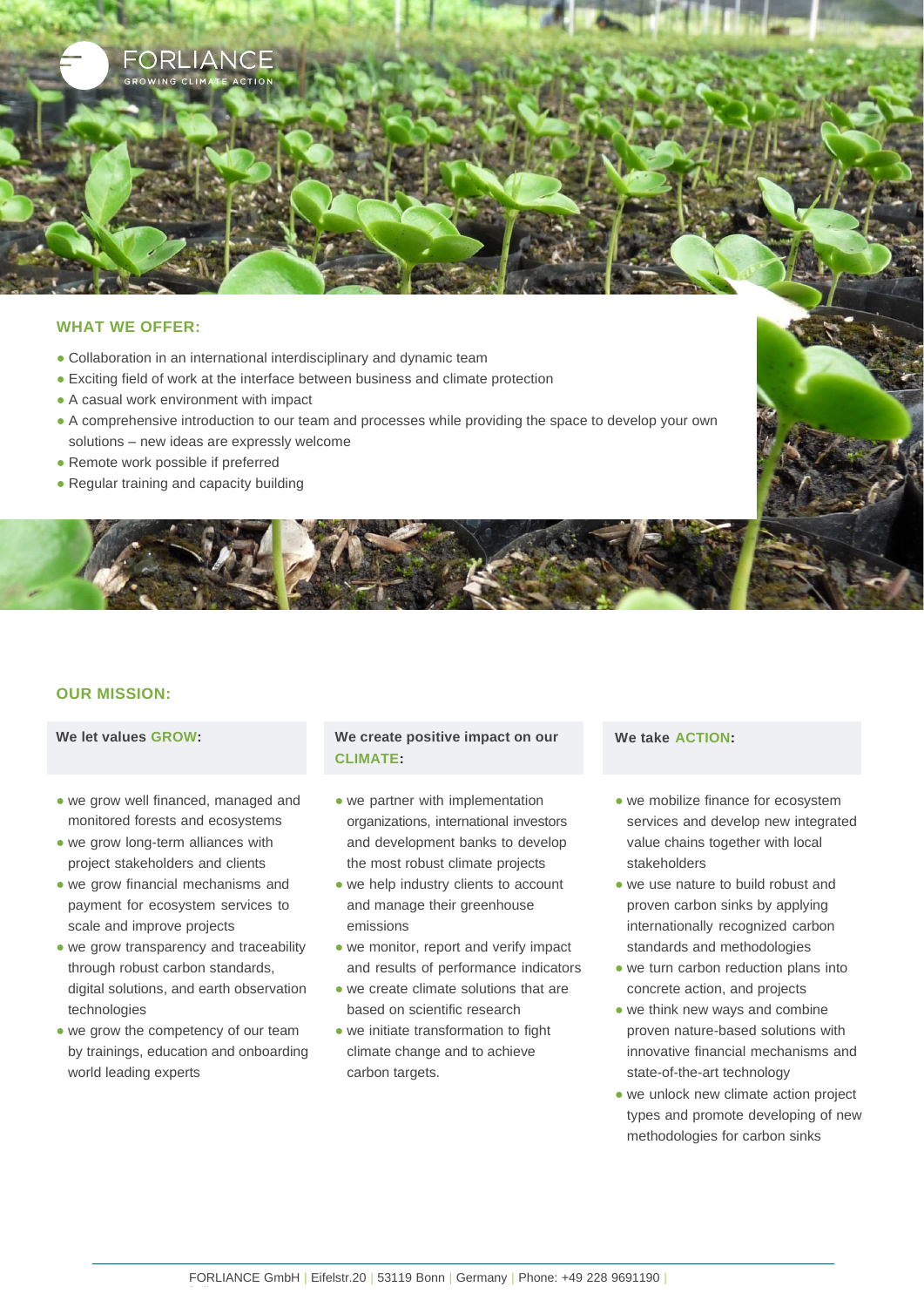FORLIANCE
GROWING CLIMATE ACTION

## WHAT WE OFFER:

- Collaboration in an international interdisciplinary and dynamic team
- Exciting field of work at the interface between business and climate protection
- A casual work environment with impact
- A comprehensive introduction to our team and processes while providing the space to develop your own solutions – new ideas are expressly welcome
- Remote work possible if preferred
- Regular training and capacity building

## OUR MISSION:

### We let values GROW:

- we grow well financed, managed and monitored forests and ecosystems
- we grow long-term alliances with project stakeholders and clients
- we grow financial mechanisms and payment for ecosystem services to scale and improve projects
- we grow transparency and traceability through robust carbon standards, digital solutions, and earth observation technologies
- we grow the competency of our team by trainings, education and onboarding world leading experts

### We create positive impact on our CLIMATE:

- we partner with implementation organizations, international investors and development banks to develop the most robust climate projects
- we help industry clients to account and manage their greenhouse emissions
- we monitor, report and verify impact and results of performance indicators
- we create climate solutions that are based on scientific research
- we initiate transformation to fight climate change and to achieve carbon targets.

### We take ACTION:

- we mobilize finance for ecosystem services and develop new integrated value chains together with local stakeholders
- we use nature to build robust and proven carbon sinks by applying internationally recognized carbon standards and methodologies
- we turn carbon reduction plans into concrete action, and projects
- we think new ways and combine proven nature-based solutions with innovative financial mechanisms and state-of-the-art technology
- we unlock new climate action project types and promote developing of new methodologies for carbon sinks

FORLIANCE GmbH | Eifelstr.20 | 53119 Bonn | Germany | Phone: +49 228 9691190 |